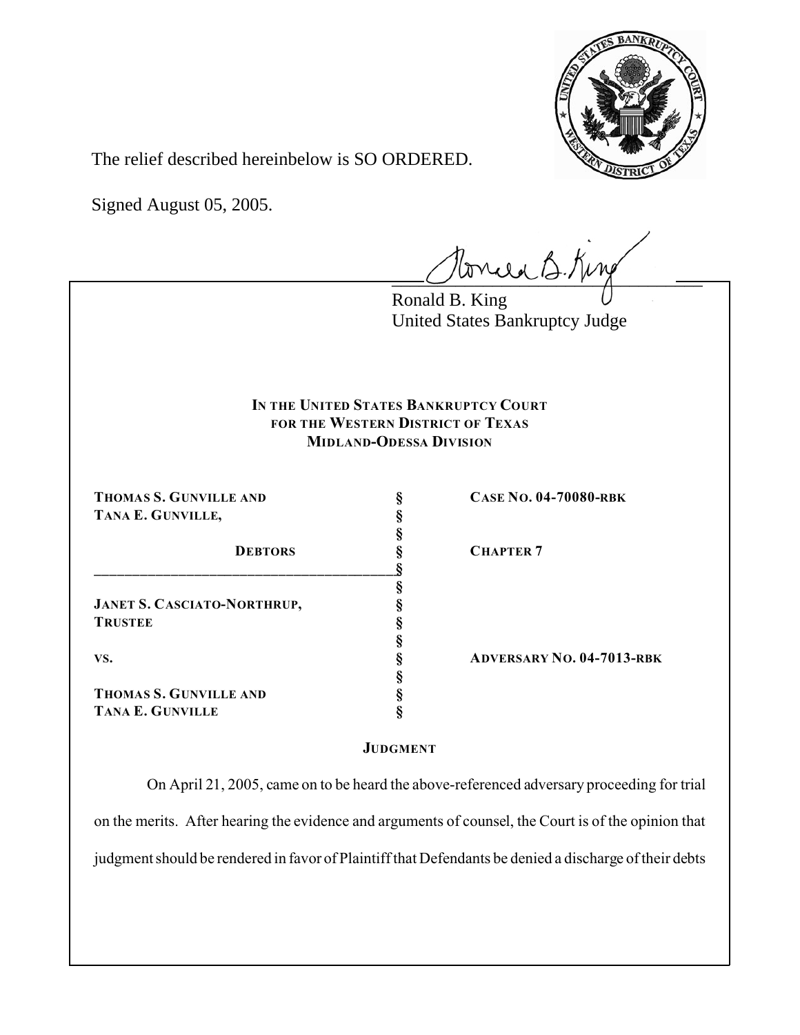The relief described hereinbelow is SO ORDERED.

Signed August 05, 2005.

Ronald B. King
United States Bankruptcy Judge

**IN THE UNITED STATES BANKRUPTCY COURT**
**FOR THE WESTERN DISTRICT OF TEXAS**
**MIDLAND-ODESSA DIVISION**

| | | |
|---|---|---|
| **THOMAS S. GUNVILLE AND TANA E. GUNVILLE,** | § | **CASE NO. 04-70080-RBK** |
| **DEBTORS** | § | **CHAPTER 7** |
| **JANET S. CASCIATO-NORTHRUP, TRUSTEE** | § | |
| **VS.** | § | **ADVERSARY NO. 04-7013-RBK** |
| **THOMAS S. GUNVILLE AND TANA E. GUNVILLE** | § | |

**JUDGMENT**

On April 21, 2005, came on to be heard the above-referenced adversary proceeding for trial on the merits. After hearing the evidence and arguments of counsel, the Court is of the opinion that judgment should be rendered in favor of Plaintiff that Defendants be denied a discharge of their debts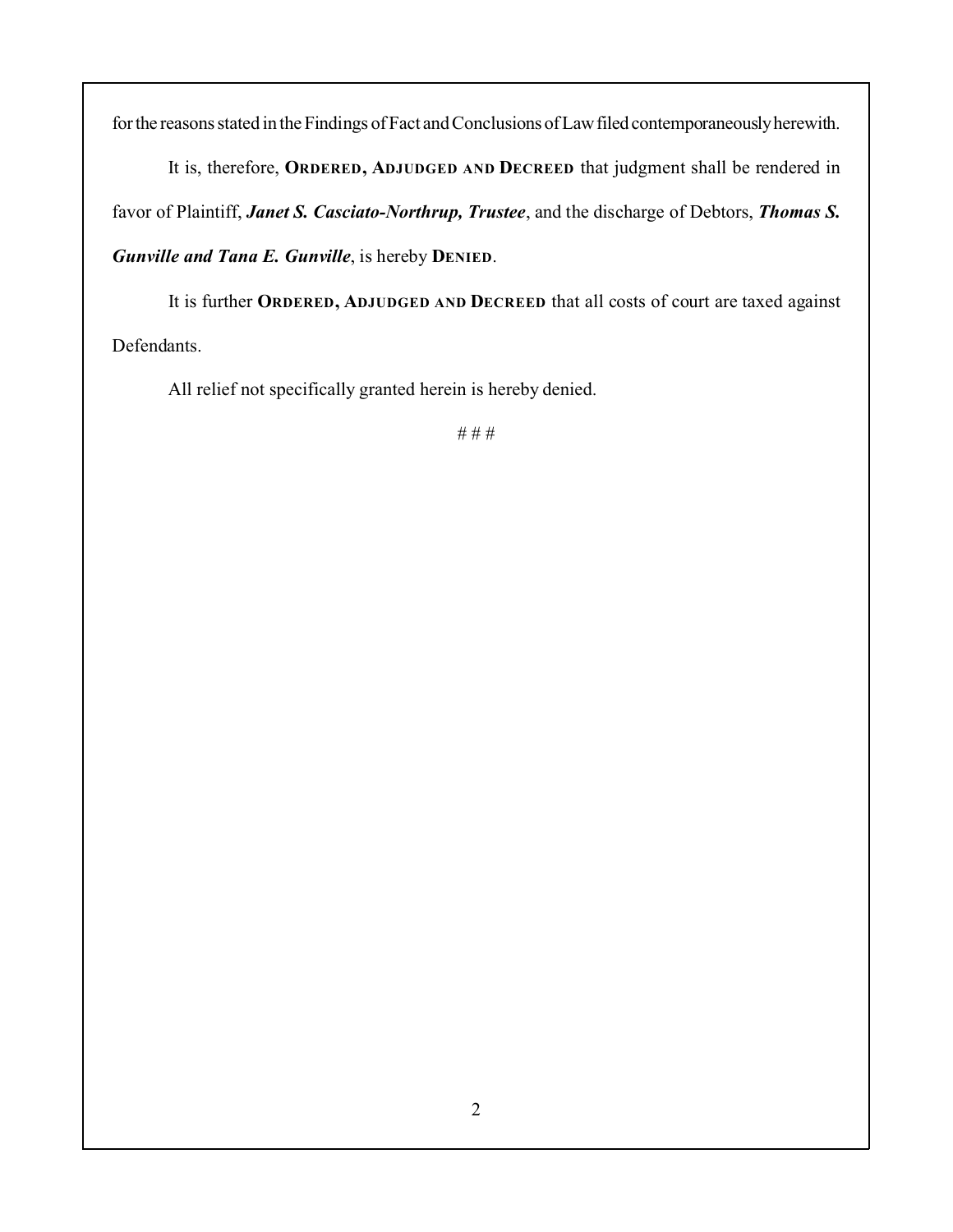for the reasons stated in the Findings of Fact and Conclusions of Law filed contemporaneously herewith.

It is, therefore, **ORDERED, ADJUDGED AND DECREED** that judgment shall be rendered in favor of Plaintiff, ***Janet S. Casciato-Northrup, Trustee***, and the discharge of Debtors, ***Thomas S. Gunville and Tana E. Gunville***, is hereby **DENIED**.

It is further **ORDERED, ADJUDGED AND DECREED** that all costs of court are taxed against Defendants.

All relief not specifically granted herein is hereby denied.

# # #